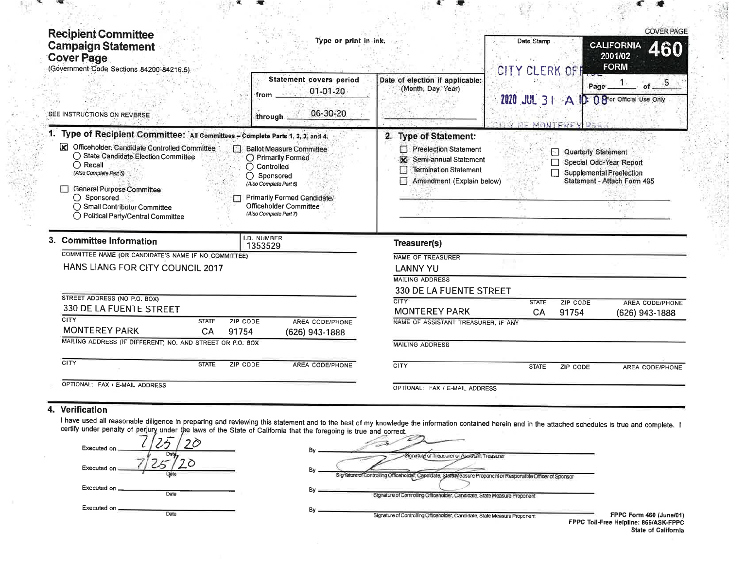# Recipient Committee Campaign Statement Cover Page

(Government Code Sections 84200-84216.5)

SEE INSTRUCTIONS ON REVERSE

Type or print in ink.

**Statement covers period**

from 01-01-20

through 06-30-20

**Date of election if applicable:** (Month, Day, Year)

Date Stamp

CITY CLERK OFFICE

2020 JUL 31 A 10:08

CITY OF MONTEREY PARK

**CALIFORNIA 460 FORM** 2001/02

COVER PAGE

Page 1 of 5

For Official Use Only

## 1. Type of Recipient Committee: All Committees – Complete Parts 1, 2, 3, and 4.

- [x] Officeholder, Candidate Controlled Committee
  - ○ State Candidate Election Committee
  - ○ Recall *(Also Complete Part 5)*
- [ ] General Purpose Committee
  - ○ Sponsored
  - ○ Small Contributor Committee
  - ○ Political Party/Central Committee
- [ ] Ballot Measure Committee
  - ○ Primarily Formed
  - ○ Controlled
  - ○ Sponsored *(Also Complete Part 6)*
- [ ] Primarily Formed Candidate/Officeholder Committee *(Also Complete Part 7)*

## 2. Type of Statement:

- [ ] Preelection Statement
- [x] Semi-annual Statement
- [ ] Termination Statement
- [ ] Amendment (Explain below)
- [ ] Quarterly Statement
- [ ] Special Odd-Year Report
- [ ] Supplemental Preelection Statement - Attach Form 495

## 3. Committee Information

I.D. NUMBER: 1353529

COMMITTEE NAME (OR CANDIDATE'S NAME IF NO COMMITTEE): HANS LIANG FOR CITY COUNCIL 2017

STREET ADDRESS (NO P.O. BOX): 330 DE LA FUENTE STREET

| CITY | STATE | ZIP CODE | AREA CODE/PHONE |
|---|---|---|---|
| MONTEREY PARK | CA | 91754 | (626) 943-1888 |

MAILING ADDRESS (IF DIFFERENT) NO. AND STREET OR P.O. BOX:

| CITY | STATE | ZIP CODE | AREA CODE/PHONE |
|---|---|---|---|
| | | | |

OPTIONAL: FAX / E-MAIL ADDRESS:

### Treasurer(s)

NAME OF TREASURER: LANNY YU

MAILING ADDRESS: 330 DE LA FUENTE STREET

| CITY | STATE | ZIP CODE | AREA CODE/PHONE |
|---|---|---|---|
| MONTEREY PARK | CA | 91754 | (626) 943-1888 |

NAME OF ASSISTANT TREASURER, IF ANY:

MAILING ADDRESS:

| CITY | STATE | ZIP CODE | AREA CODE/PHONE |
|---|---|---|---|
| | | | |

OPTIONAL: FAX / E-MAIL ADDRESS:

## 4. Verification

I have used all reasonable diligence in preparing and reviewing this statement and to the best of my knowledge the information contained herein and in the attached schedules is true and complete. I certify under penalty of perjury under the laws of the State of California that the foregoing is true and correct.

Executed on 7/25/20 (Date) By [signature] Signature of Treasurer or Assistant Treasurer

Executed on 7/25/20 (Date) By [signature] Signature of Controlling Officeholder, Candidate, State Measure Proponent or Responsible Officer of Sponsor

Executed on ________ (Date) By ________ Signature of Controlling Officeholder, Candidate, State Measure Proponent

Executed on ________ (Date) By ________ Signature of Controlling Officeholder, Candidate, State Measure Proponent

FPPC Form 460 (June/01)
FPPC Toll-Free Helpline: 866/ASK-FPPC
State of California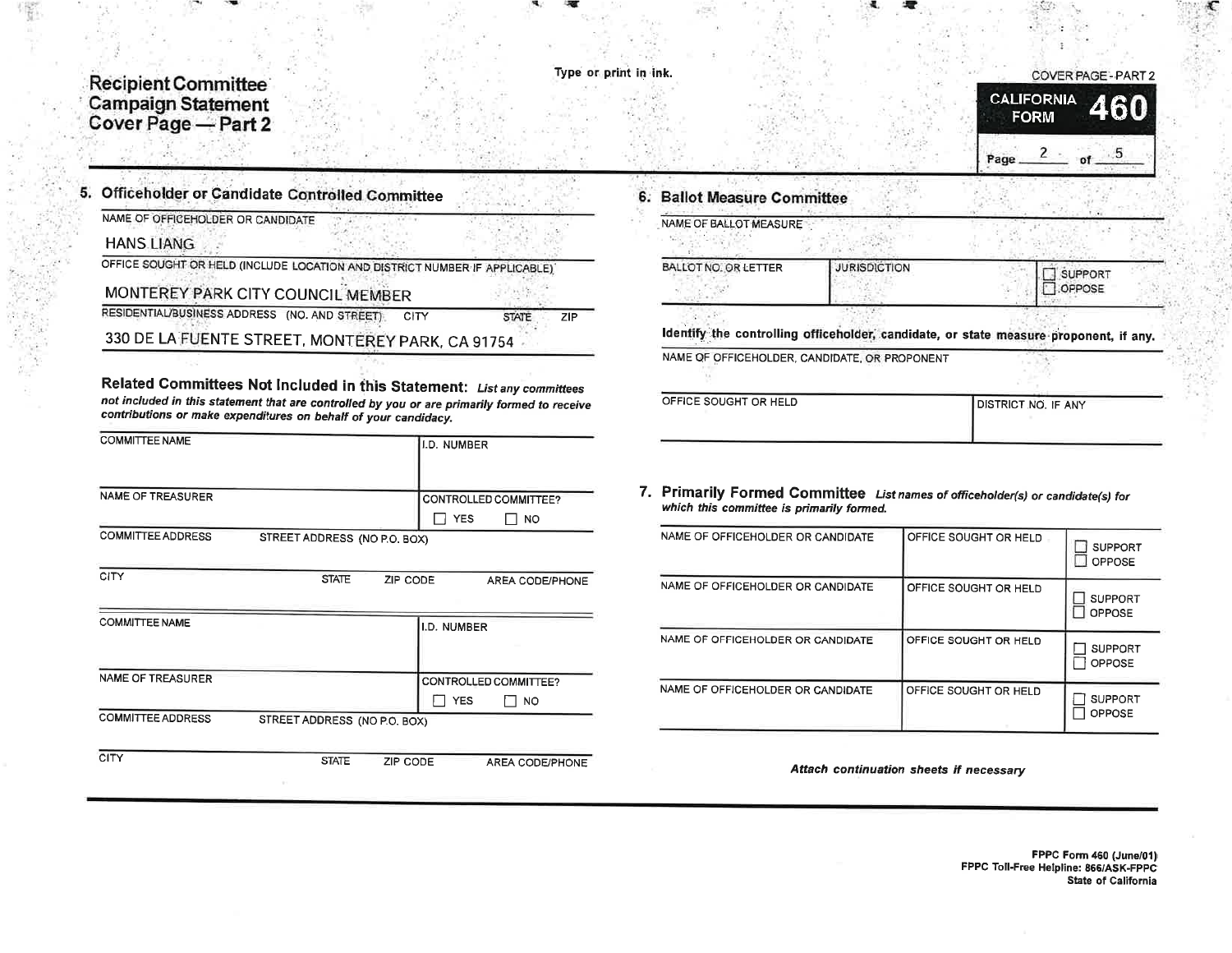# Recipient Committee Campaign Statement Cover Page — Part 2

Type or print in ink.

COVER PAGE - PART 2

**CALIFORNIA FORM 460**

Page 2 of 5

## 5. Officeholder or Candidate Controlled Committee

NAME OF OFFICEHOLDER OR CANDIDATE

HANS LIANG

OFFICE SOUGHT OR HELD (INCLUDE LOCATION AND DISTRICT NUMBER IF APPLICABLE)

MONTEREY PARK CITY COUNCIL MEMBER

RESIDENTIAL/BUSINESS ADDRESS (NO. AND STREET) CITY STATE ZIP

330 DE LA FUENTE STREET, MONTEREY PARK, CA 91754

### Related Committees Not Included in this Statement:

*List any committees not included in this statement that are controlled by you or are primarily formed to receive contributions or make expenditures on behalf of your candidacy.*

| COMMITTEE NAME | | | I.D. NUMBER |
|---|---|---|---|
| NAME OF TREASURER | | | CONTROLLED COMMITTEE? ☐ YES ☐ NO |
| COMMITTEE ADDRESS | STREET ADDRESS (NO P.O. BOX) | | |
| CITY | STATE | ZIP CODE | AREA CODE/PHONE |

| COMMITTEE NAME | | | I.D. NUMBER |
|---|---|---|---|
| NAME OF TREASURER | | | CONTROLLED COMMITTEE? ☐ YES ☐ NO |
| COMMITTEE ADDRESS | STREET ADDRESS (NO P.O. BOX) | | |
| CITY | STATE | ZIP CODE | AREA CODE/PHONE |

## 6. Ballot Measure Committee

NAME OF BALLOT MEASURE

| BALLOT NO. OR LETTER | JURISDICTION | ☐ SUPPORT ☐ OPPOSE |
|---|---|---|

**Identify the controlling officeholder, candidate, or state measure proponent, if any.**

NAME OF OFFICEHOLDER, CANDIDATE, OR PROPONENT

| OFFICE SOUGHT OR HELD | DISTRICT NO. IF ANY |
|---|---|

## 7. Primarily Formed Committee

*List names of officeholder(s) or candidate(s) for which this committee is primarily formed.*

| NAME OF OFFICEHOLDER OR CANDIDATE | OFFICE SOUGHT OR HELD | ☐ SUPPORT ☐ OPPOSE |
|---|---|---|
| NAME OF OFFICEHOLDER OR CANDIDATE | OFFICE SOUGHT OR HELD | ☐ SUPPORT ☐ OPPOSE |
| NAME OF OFFICEHOLDER OR CANDIDATE | OFFICE SOUGHT OR HELD | ☐ SUPPORT ☐ OPPOSE |
| NAME OF OFFICEHOLDER OR CANDIDATE | OFFICE SOUGHT OR HELD | ☐ SUPPORT ☐ OPPOSE |

***Attach continuation sheets if necessary***

FPPC Form 460 (June/01)
FPPC Toll-Free Helpline: 866/ASK-FPPC
State of California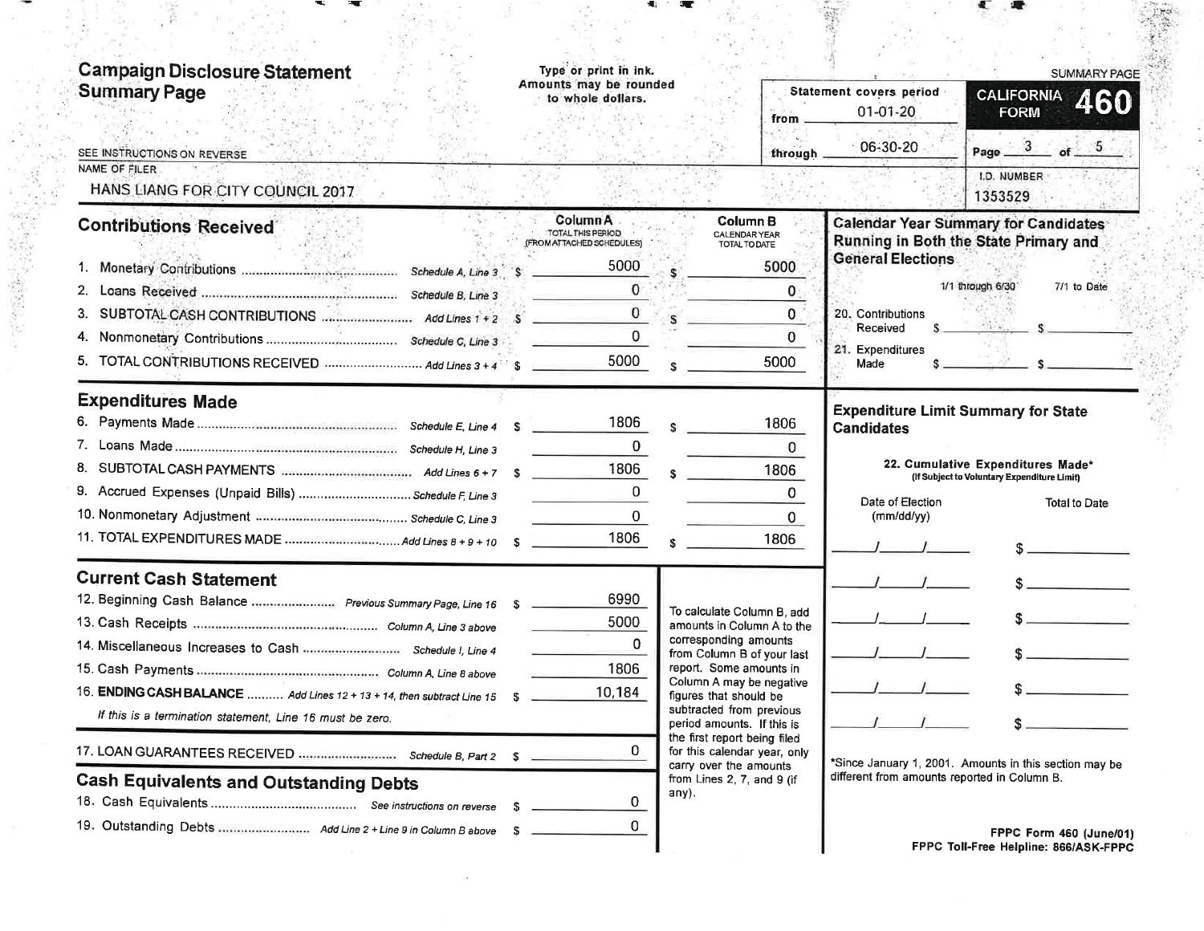# Campaign Disclosure Statement Summary Page

Type or print in ink.
Amounts may be rounded to whole dollars.

SEE INSTRUCTIONS ON REVERSE

Statement covers period
from 01-01-20
through 06-30-20

SUMMARY PAGE

**CALIFORNIA FORM 460**

Page 3 of 5

NAME OF FILER: HANS LIANG FOR CITY COUNCIL 2017

I.D. NUMBER: 1353529

## Contributions Received

| | | Column A TOTAL THIS PERIOD (FROM ATTACHED SCHEDULES) | Column B CALENDAR YEAR TOTAL TO DATE |
|---|---|---|---|
| 1. Monetary Contributions | Schedule A, Line 3 | $ 5000 | $ 5000 |
| 2. Loans Received | Schedule B, Line 3 | 0 | 0 |
| 3. SUBTOTAL CASH CONTRIBUTIONS | Add Lines 1 + 2 | $ 0 | $ 0 |
| 4. Nonmonetary Contributions | Schedule C, Line 3 | 0 | 0 |
| 5. TOTAL CONTRIBUTIONS RECEIVED | Add Lines 3 + 4 | $ 5000 | $ 5000 |

## Expenditures Made

| | | Column A | Column B |
|---|---|---|---|
| 6. Payments Made | Schedule E, Line 4 | $ 1806 | $ 1806 |
| 7. Loans Made | Schedule H, Line 3 | 0 | 0 |
| 8. SUBTOTAL CASH PAYMENTS | Add Lines 6 + 7 | $ 1806 | $ 1806 |
| 9. Accrued Expenses (Unpaid Bills) | Schedule F, Line 3 | 0 | 0 |
| 10. Nonmonetary Adjustment | Schedule C, Line 3 | 0 | 0 |
| 11. TOTAL EXPENDITURES MADE | Add Lines 8 + 9 + 10 | $ 1806 | $ 1806 |

## Current Cash Statement

| | | |
|---|---|---|
| 12. Beginning Cash Balance | Previous Summary Page, Line 16 | $ 6990 |
| 13. Cash Receipts | Column A, Line 3 above | 5000 |
| 14. Miscellaneous Increases to Cash | Schedule I, Line 4 | 0 |
| 15. Cash Payments | Column A, Line 8 above | 1806 |
| 16. **ENDING CASH BALANCE** | Add Lines 12 + 13 + 14, then subtract Line 15 | $ 10,184 |

*If this is a termination statement, Line 16 must be zero.*

| | | |
|---|---|---|
| 17. LOAN GUARANTEES RECEIVED | Schedule B, Part 2 | $ 0 |

To calculate Column B, add amounts in Column A to the corresponding amounts from Column B of your last report. Some amounts in Column A may be negative figures that should be subtracted from previous period amounts. If this is the first report being filed for this calendar year, only carry over the amounts from Lines 2, 7, and 9 (if any).

## Cash Equivalents and Outstanding Debts

| | | |
|---|---|---|
| 18. Cash Equivalents | See instructions on reverse | $ 0 |
| 19. Outstanding Debts | Add Line 2 + Line 9 in Column B above | $ 0 |

## Calendar Year Summary for Candidates Running in Both the State Primary and General Elections

| | 1/1 through 6/30 | 7/1 to Date |
|---|---|---|
| 20. Contributions Received | $ | $ |
| 21. Expenditures Made | $ | $ |

## Expenditure Limit Summary for State Candidates

22. Cumulative Expenditures Made* (If Subject to Voluntary Expenditure Limit)

| Date of Election (mm/dd/yy) | Total to Date |
|---|---|
| / / | $ |
| / / | $ |
| / / | $ |
| / / | $ |
| / / | $ |
| / / | $ |

*Since January 1, 2001. Amounts in this section may be different from amounts reported in Column B.

FPPC Form 460 (June/01)
FPPC Toll-Free Helpline: 866/ASK-FPPC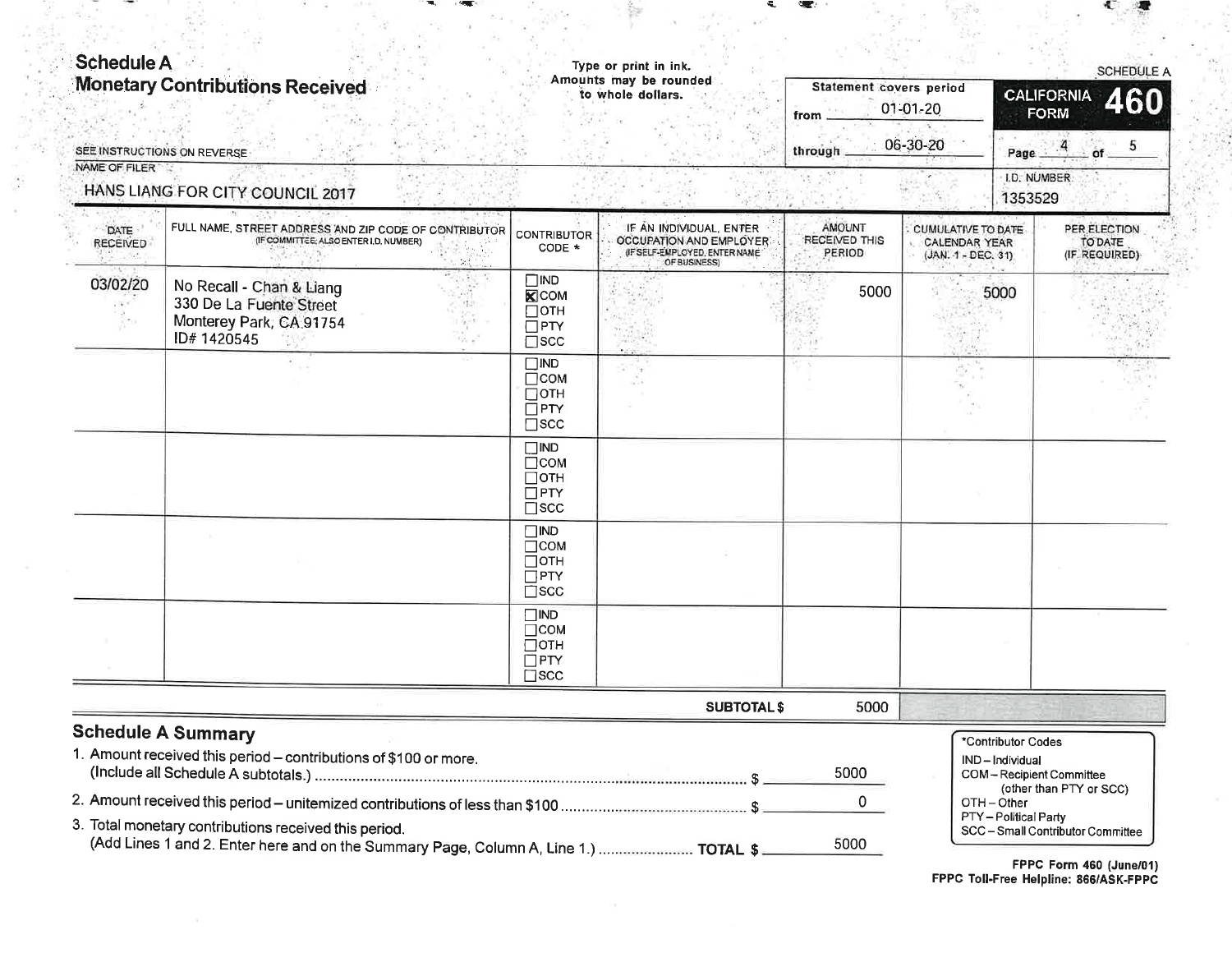# Schedule A
## Monetary Contributions Received

SEE INSTRUCTIONS ON REVERSE

Type or print in ink.
Amounts may be rounded to whole dollars.

Statement covers period
from 01-01-20
through 06-30-20

SCHEDULE A
CALIFORNIA FORM **460**

Page 4 of 5

NAME OF FILER
HANS LIANG FOR CITY COUNCIL 2017

I.D. NUMBER
1353529

| DATE RECEIVED | FULL NAME, STREET ADDRESS AND ZIP CODE OF CONTRIBUTOR (IF COMMITTEE, ALSO ENTER I.D. NUMBER) | CONTRIBUTOR CODE * | IF AN INDIVIDUAL, ENTER OCCUPATION AND EMPLOYER (IF SELF-EMPLOYED, ENTER NAME OF BUSINESS) | AMOUNT RECEIVED THIS PERIOD | CUMULATIVE TO DATE CALENDAR YEAR (JAN. 1 - DEC. 31) | PER ELECTION TO DATE (IF REQUIRED) |
|---|---|---|---|---|---|---|
| 03/02/20 | No Recall - Chan & Liang<br>330 De La Fuente Street<br>Monterey Park, CA 91754<br>ID# 1420545 | ☐IND<br>☒COM<br>☐OTH<br>☐PTY<br>☐SCC | | 5000 | 5000 | |
| | | ☐IND<br>☐COM<br>☐OTH<br>☐PTY<br>☐SCC | | | | |
| | | ☐IND<br>☐COM<br>☐OTH<br>☐PTY<br>☐SCC | | | | |
| | | ☐IND<br>☐COM<br>☐OTH<br>☐PTY<br>☐SCC | | | | |
| | | ☐IND<br>☐COM<br>☐OTH<br>☐PTY<br>☐SCC | | | | |
| | | | **SUBTOTAL $** | 5000 | | |

## Schedule A Summary

1. Amount received this period – contributions of $100 or more. (Include all Schedule A subtotals.) ........ $ 5000
2. Amount received this period – unitemized contributions of less than $100 ........ $ 0
3. Total monetary contributions received this period. (Add Lines 1 and 2. Enter here and on the Summary Page, Column A, Line 1.) ........ **TOTAL $** 5000

*Contributor Codes
IND – Individual
COM – Recipient Committee (other than PTY or SCC)
OTH – Other
PTY – Political Party
SCC – Small Contributor Committee

**FPPC Form 460 (June/01)**
**FPPC Toll-Free Helpline: 866/ASK-FPPC**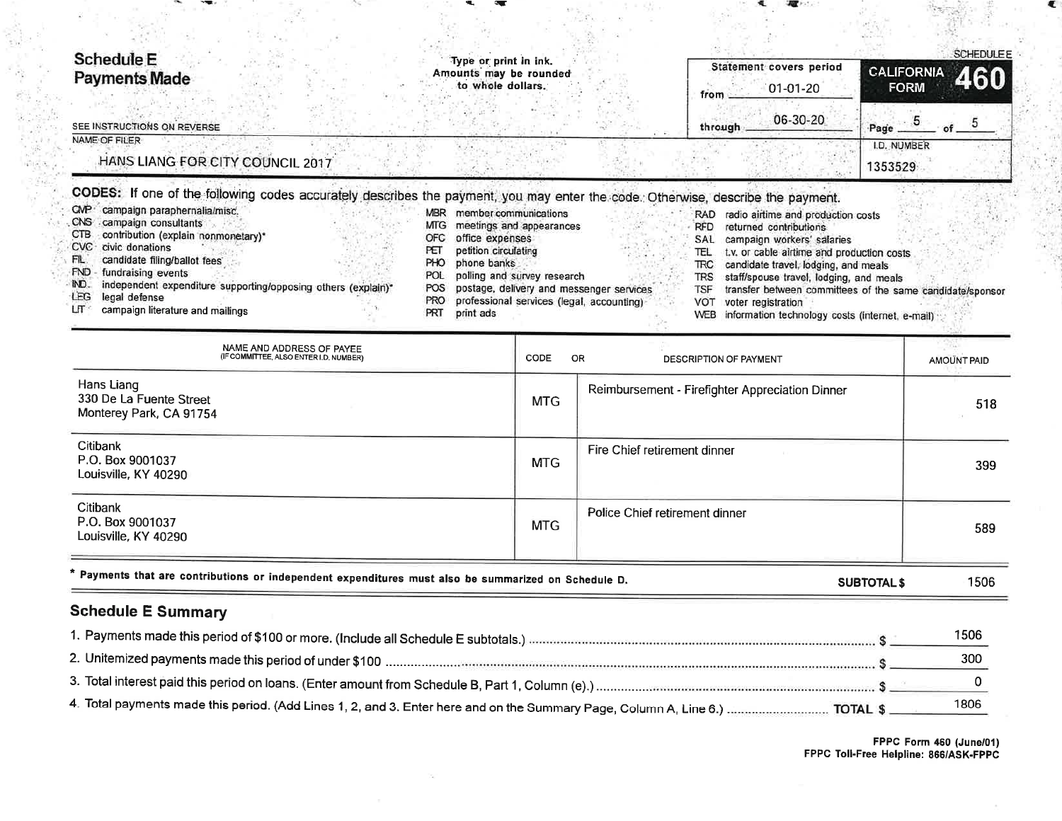# Schedule E Payments Made

Type or print in ink.
Amounts may be rounded to whole dollars.

SEE INSTRUCTIONS ON REVERSE

| Statement covers period | |
|---|---|
| from | 01-01-20 |
| through | 06-30-20 |

SCHEDULE E
CALIFORNIA FORM 460

Page 5 of 5

NAME OF FILER: HANS LIANG FOR CITY COUNCIL 2017

I.D. NUMBER: 1353529

**CODES:** If one of the following codes accurately describes the payment, you may enter the code. Otherwise, describe the payment.

| | | | | | |
|---|---|---|---|---|---|
| CMP | campaign paraphernalia/misc. | MBR | member communications | RAD | radio airtime and production costs |
| CNS | campaign consultants | MTG | meetings and appearances | RFD | returned contributions |
| CTB | contribution (explain nonmonetary)* | OFC | office expenses | SAL | campaign workers' salaries |
| CVC | civic donations | PET | petition circulating | TEL | t.v. or cable airtime and production costs |
| FIL | candidate filing/ballot fees | PHO | phone banks | TRC | candidate travel, lodging, and meals |
| FND | fundraising events | POL | polling and survey research | TRS | staff/spouse travel, lodging, and meals |
| IND | independent expenditure supporting/opposing others (explain)* | POS | postage, delivery and messenger services | TSF | transfer between committees of the same candidate/sponsor |
| LEG | legal defense | PRO | professional services (legal, accounting) | VOT | voter registration |
| LIT | campaign literature and mailings | PRT | print ads | WEB | information technology costs (internet, e-mail) |

| NAME AND ADDRESS OF PAYEE (IF COMMITTEE, ALSO ENTER I.D. NUMBER) | CODE | OR DESCRIPTION OF PAYMENT | AMOUNT PAID |
|---|---|---|---|
| Hans Liang<br>330 De La Fuente Street<br>Monterey Park, CA 91754 | MTG | Reimbursement - Firefighter Appreciation Dinner | 518 |
| Citibank<br>P.O. Box 9001037<br>Louisville, KY 40290 | MTG | Fire Chief retirement dinner | 399 |
| Citibank<br>P.O. Box 9001037<br>Louisville, KY 40290 | MTG | Police Chief retirement dinner | 589 |

\* Payments that are contributions or independent expenditures must also be summarized on Schedule D.

**SUBTOTAL $** 1506

## Schedule E Summary

1. Payments made this period of $100 or more. (Include all Schedule E subtotals.) $ 1506
2. Unitemized payments made this period of under $100 $ 300
3. Total interest paid this period on loans. (Enter amount from Schedule B, Part 1, Column (e).) $ 0
4. Total payments made this period. (Add Lines 1, 2, and 3. Enter here and on the Summary Page, Column A, Line 6.) **TOTAL $** 1806

FPPC Form 460 (June/01)
FPPC Toll-Free Helpline: 866/ASK-FPPC